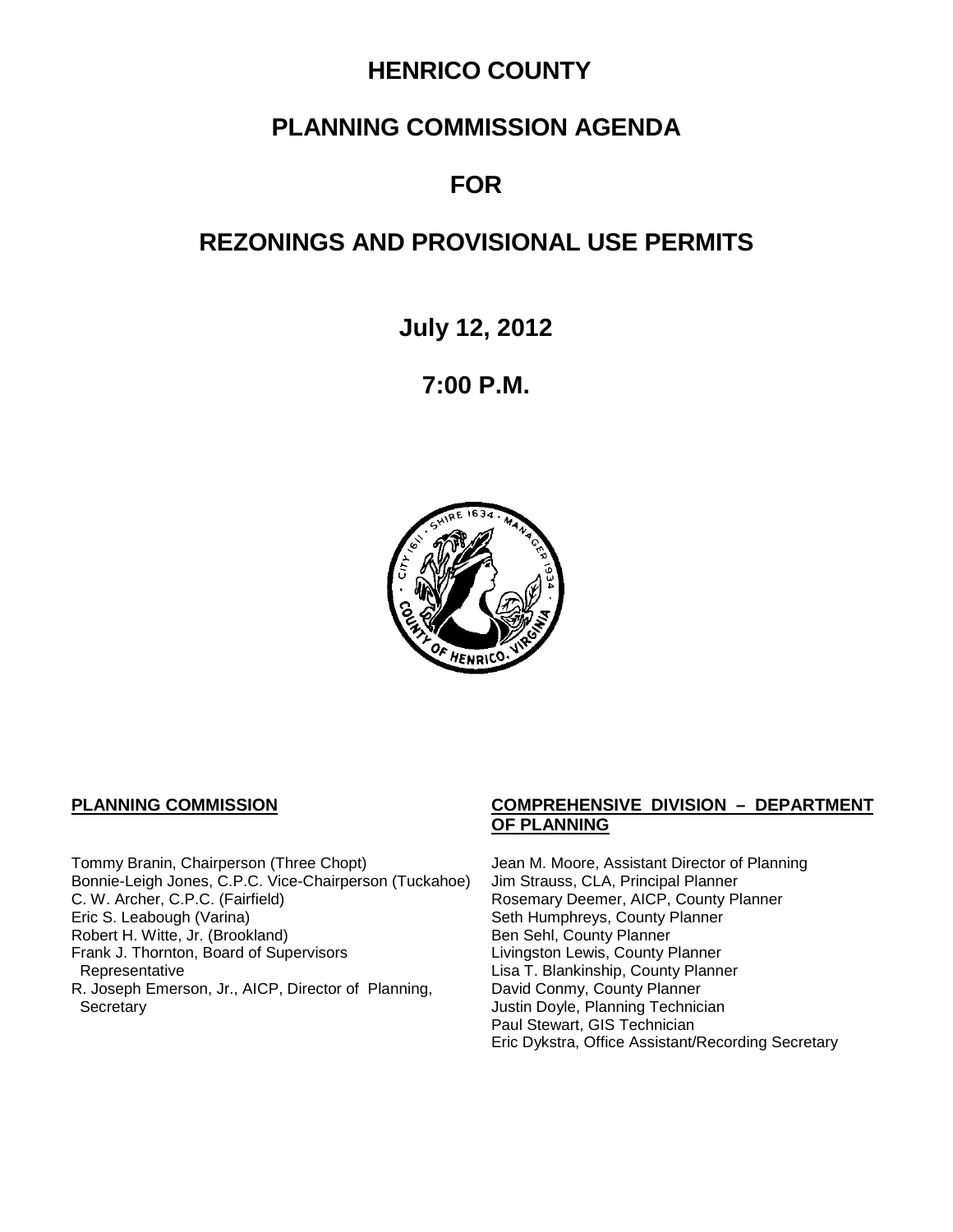# HENRICO COUNTY

# PLANNING COMMISSION AGENDA

# FOR

# REZONINGS AND PROVISIONAL USE PERMITS

## July 12, 2012

## 7:00 P.M.

**PLANNING COMMISSION**

Tommy Branin, Chairperson (Three Chopt)
Bonnie-Leigh Jones, C.P.C. Vice-Chairperson (Tuckahoe)
C. W. Archer, C.P.C. (Fairfield)
Eric S. Leabough (Varina)
Robert H. Witte, Jr. (Brookland)
Frank J. Thornton, Board of Supervisors Representative
R. Joseph Emerson, Jr., AICP, Director of Planning, Secretary

**COMPREHENSIVE DIVISION – DEPARTMENT OF PLANNING**

Jean M. Moore, Assistant Director of Planning
Jim Strauss, CLA, Principal Planner
Rosemary Deemer, AICP, County Planner
Seth Humphreys, County Planner
Ben Sehl, County Planner
Livingston Lewis, County Planner
Lisa T. Blankinship, County Planner
David Conmy, County Planner
Justin Doyle, Planning Technician
Paul Stewart, GIS Technician
Eric Dykstra, Office Assistant/Recording Secretary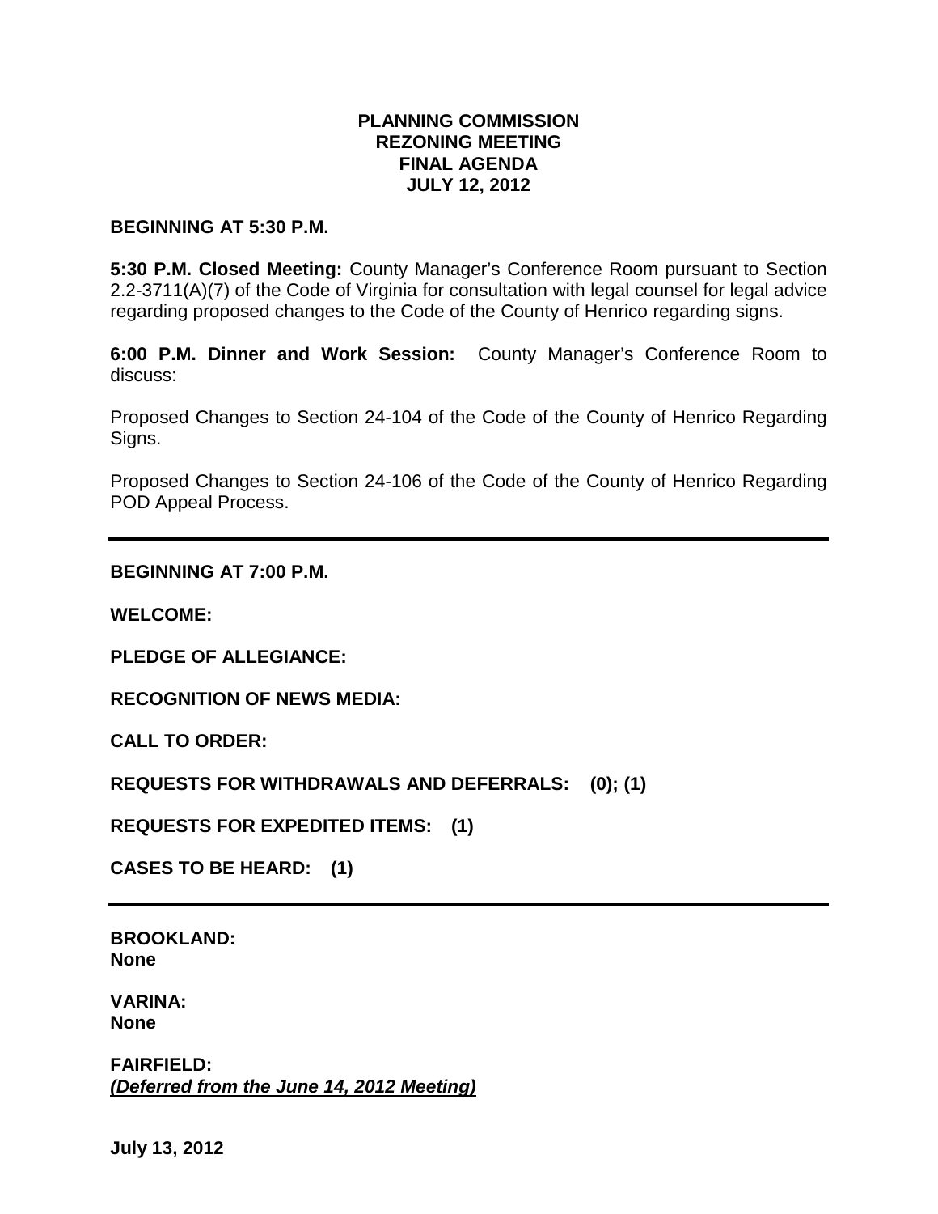**PLANNING COMMISSION**
**REZONING MEETING**
**FINAL AGENDA**
**JULY 12, 2012**

**BEGINNING AT 5:30 P.M.**

**5:30 P.M. Closed Meeting:** County Manager's Conference Room pursuant to Section 2.2-3711(A)(7) of the Code of Virginia for consultation with legal counsel for legal advice regarding proposed changes to the Code of the County of Henrico regarding signs.

**6:00 P.M. Dinner and Work Session:** County Manager's Conference Room to discuss:

Proposed Changes to Section 24-104 of the Code of the County of Henrico Regarding Signs.

Proposed Changes to Section 24-106 of the Code of the County of Henrico Regarding POD Appeal Process.

---

**BEGINNING AT 7:00 P.M.**

**WELCOME:**

**PLEDGE OF ALLEGIANCE:**

**RECOGNITION OF NEWS MEDIA:**

**CALL TO ORDER:**

**REQUESTS FOR WITHDRAWALS AND DEFERRALS: (0); (1)**

**REQUESTS FOR EXPEDITED ITEMS: (1)**

**CASES TO BE HEARD: (1)**

---

**BROOKLAND:**
**None**

**VARINA:**
**None**

**FAIRFIELD:**
***(Deferred from the June 14, 2012 Meeting)***

**July 13, 2012**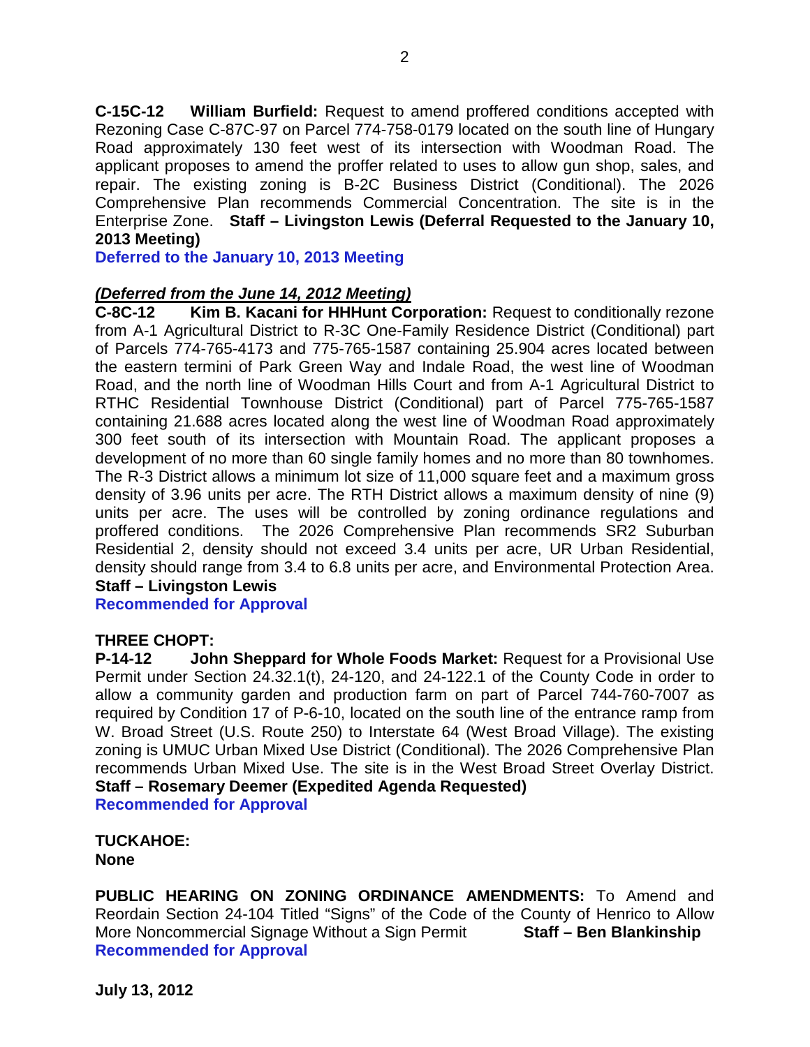**C-15C-12 William Burfield:** Request to amend proffered conditions accepted with Rezoning Case C-87C-97 on Parcel 774-758-0179 located on the south line of Hungary Road approximately 130 feet west of its intersection with Woodman Road. The applicant proposes to amend the proffer related to uses to allow gun shop, sales, and repair. The existing zoning is B-2C Business District (Conditional). The 2026 Comprehensive Plan recommends Commercial Concentration. The site is in the Enterprise Zone. **Staff – Livingston Lewis (Deferral Requested to the January 10, 2013 Meeting)**
**Deferred to the January 10, 2013 Meeting**

***(Deferred from the June 14, 2012 Meeting)***
**C-8C-12 Kim B. Kacani for HHHunt Corporation:** Request to conditionally rezone from A-1 Agricultural District to R-3C One-Family Residence District (Conditional) part of Parcels 774-765-4173 and 775-765-1587 containing 25.904 acres located between the eastern termini of Park Green Way and Indale Road, the west line of Woodman Road, and the north line of Woodman Hills Court and from A-1 Agricultural District to RTHC Residential Townhouse District (Conditional) part of Parcel 775-765-1587 containing 21.688 acres located along the west line of Woodman Road approximately 300 feet south of its intersection with Mountain Road. The applicant proposes a development of no more than 60 single family homes and no more than 80 townhomes. The R-3 District allows a minimum lot size of 11,000 square feet and a maximum gross density of 3.96 units per acre. The RTH District allows a maximum density of nine (9) units per acre. The uses will be controlled by zoning ordinance regulations and proffered conditions. The 2026 Comprehensive Plan recommends SR2 Suburban Residential 2, density should not exceed 3.4 units per acre, UR Urban Residential, density should range from 3.4 to 6.8 units per acre, and Environmental Protection Area. **Staff – Livingston Lewis**
**Recommended for Approval**

**THREE CHOPT:**
**P-14-12 John Sheppard for Whole Foods Market:** Request for a Provisional Use Permit under Section 24.32.1(t), 24-120, and 24-122.1 of the County Code in order to allow a community garden and production farm on part of Parcel 744-760-7007 as required by Condition 17 of P-6-10, located on the south line of the entrance ramp from W. Broad Street (U.S. Route 250) to Interstate 64 (West Broad Village). The existing zoning is UMUC Urban Mixed Use District (Conditional). The 2026 Comprehensive Plan recommends Urban Mixed Use. The site is in the West Broad Street Overlay District. **Staff – Rosemary Deemer (Expedited Agenda Requested)**
**Recommended for Approval**

**TUCKAHOE:**
**None**

**PUBLIC HEARING ON ZONING ORDINANCE AMENDMENTS:** To Amend and Reordain Section 24-104 Titled "Signs" of the Code of the County of Henrico to Allow More Noncommercial Signage Without a Sign Permit **Staff – Ben Blankinship**
**Recommended for Approval**

**July 13, 2012**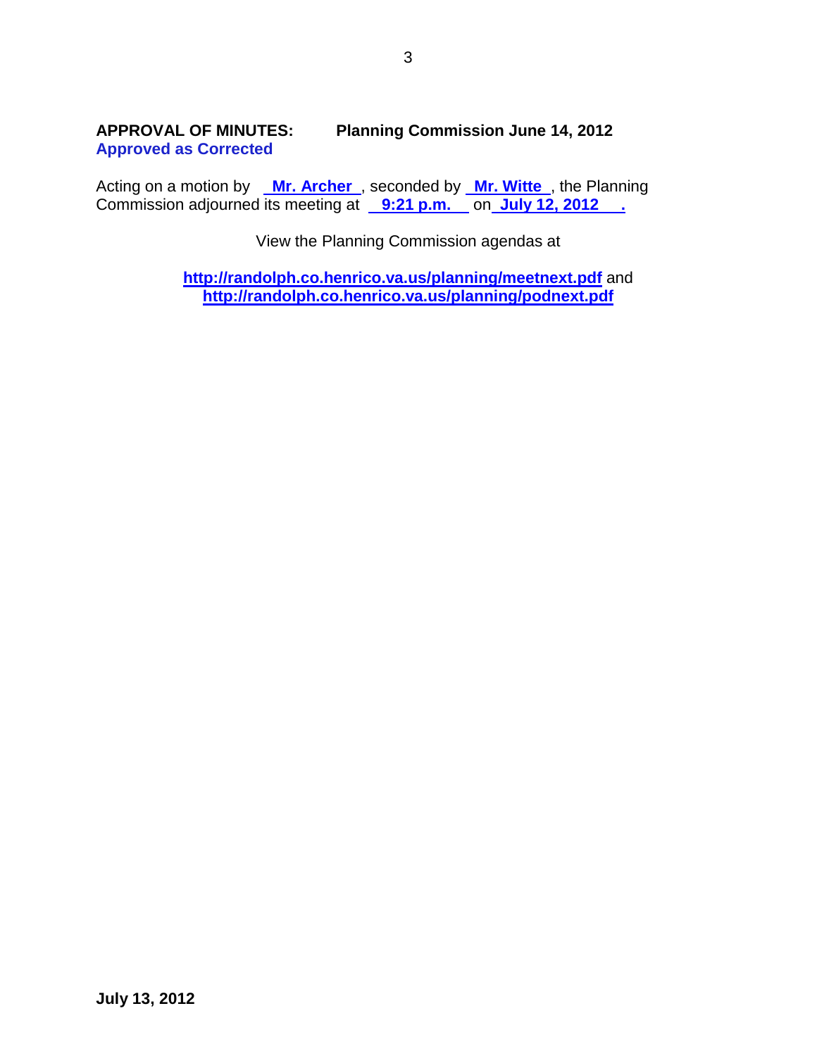**APPROVAL OF MINUTES:** **Planning Commission June 14, 2012**
**Approved as Corrected**

Acting on a motion by **Mr. Archer**, seconded by **Mr. Witte**, the Planning Commission adjourned its meeting at **9:21 p.m.** on **July 12, 2012**.

View the Planning Commission agendas at

**http://randolph.co.henrico.va.us/planning/meetnext.pdf** and **http://randolph.co.henrico.va.us/planning/podnext.pdf**

**July 13, 2012**